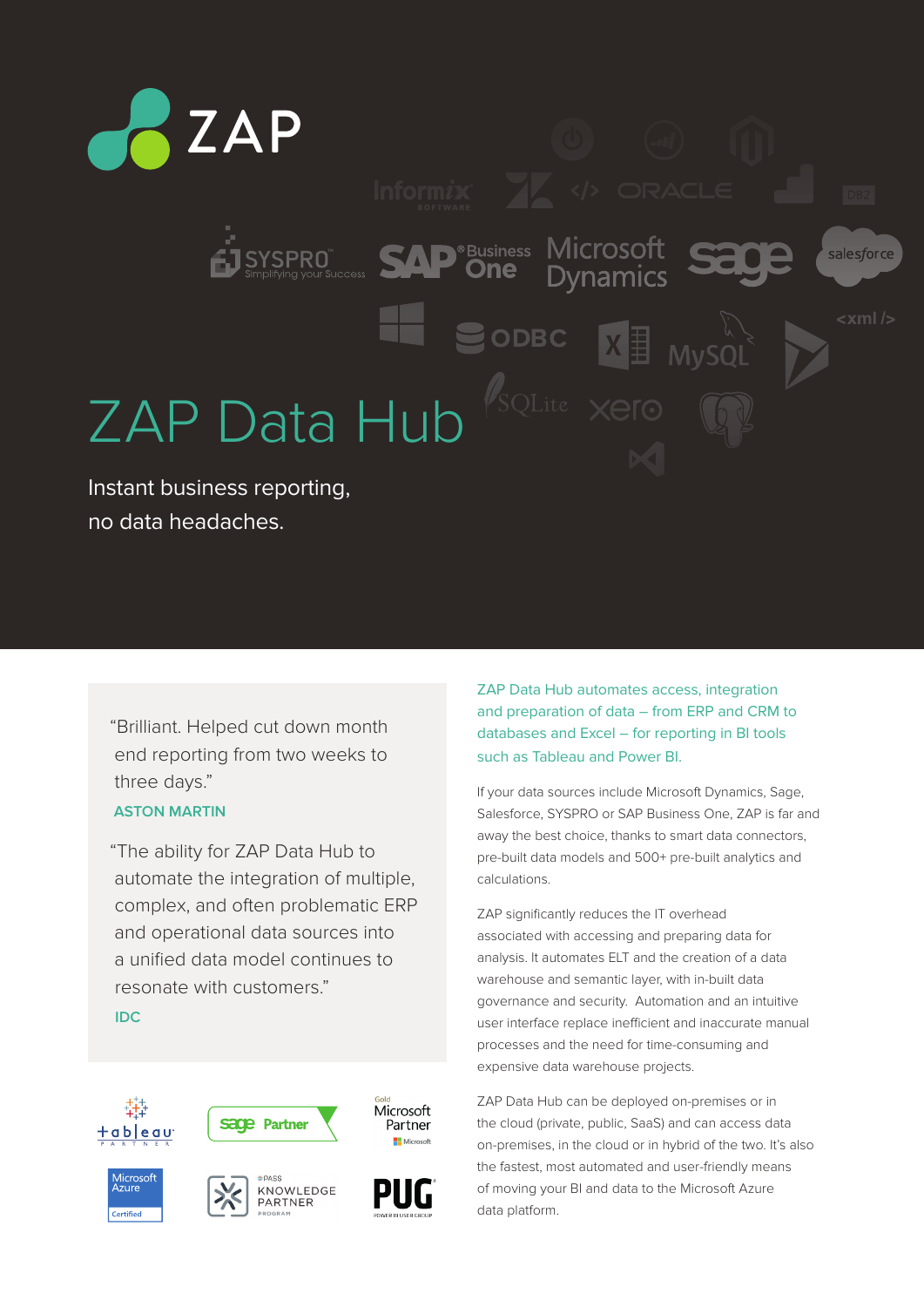ZAP

# ZAP Data Hub

Instant business reporting, no data headaches.

> "Brilliant. Helped cut down month end reporting from two weeks to three days."
>
> **ASTON MARTIN**

> "The ability for ZAP Data Hub to automate the integration of multiple, complex, and often problematic ERP and operational data sources into a unified data model continues to resonate with customers."
>
> **IDC**

ZAP Data Hub automates access, integration and preparation of data – from ERP and CRM to databases and Excel – for reporting in BI tools such as Tableau and Power BI.

If your data sources include Microsoft Dynamics, Sage, Salesforce, SYSPRO or SAP Business One, ZAP is far and away the best choice, thanks to smart data connectors, pre-built data models and 500+ pre-built analytics and calculations.

ZAP significantly reduces the IT overhead associated with accessing and preparing data for analysis. It automates ELT and the creation of a data warehouse and semantic layer, with in-built data governance and security. Automation and an intuitive user interface replace inefficient and inaccurate manual processes and the need for time-consuming and expensive data warehouse projects.

ZAP Data Hub can be deployed on-premises or in the cloud (private, public, SaaS) and can access data on-premises, in the cloud or in hybrid of the two. It's also the fastest, most automated and user-friendly means of moving your BI and data to the Microsoft Azure data platform.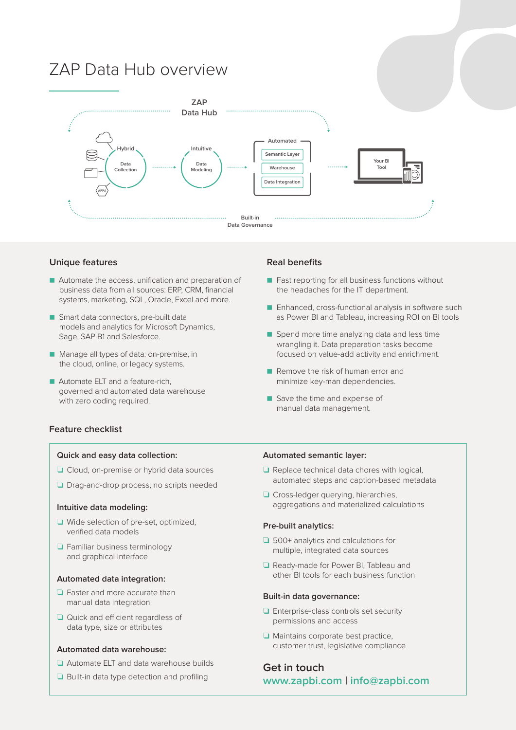# ZAP Data Hub overview

ZAP
Data Hub

Hybrid
Data Collection

Intuitive
Data Modeling

Automated
Semantic Layer
Warehouse
Data Integration

Your BI Tool

Built-in
Data Governance

## Unique features

- Automate the access, unification and preparation of business data from all sources: ERP, CRM, financial systems, marketing, SQL, Oracle, Excel and more.
- Smart data connectors, pre-built data models and analytics for Microsoft Dynamics, Sage, SAP B1 and Salesforce.
- Manage all types of data: on-premise, in the cloud, online, or legacy systems.
- Automate ELT and a feature-rich, governed and automated data warehouse with zero coding required.

## Real benefits

- Fast reporting for all business functions without the headaches for the IT department.
- Enhanced, cross-functional analysis in software such as Power BI and Tableau, increasing ROI on BI tools
- Spend more time analyzing data and less time wrangling it. Data preparation tasks become focused on value-add activity and enrichment.
- Remove the risk of human error and minimize key-man dependencies.
- Save the time and expense of manual data management.

## Feature checklist

### Quick and easy data collection:

- ❑ Cloud, on-premise or hybrid data sources
- ❑ Drag-and-drop process, no scripts needed

### Intuitive data modeling:

- ❑ Wide selection of pre-set, optimized, verified data models
- ❑ Familiar business terminology and graphical interface

### Automated data integration:

- ❑ Faster and more accurate than manual data integration
- ❑ Quick and efficient regardless of data type, size or attributes

### Automated data warehouse:

- ❑ Automate ELT and data warehouse builds
- ❑ Built-in data type detection and profiling

### Automated semantic layer:

- ❑ Replace technical data chores with logical, automated steps and caption-based metadata
- ❑ Cross-ledger querying, hierarchies, aggregations and materialized calculations

### Pre-built analytics:

- ❑ 500+ analytics and calculations for multiple, integrated data sources
- ❑ Ready-made for Power BI, Tableau and other BI tools for each business function

### Built-in data governance:

- ❑ Enterprise-class controls set security permissions and access
- ❑ Maintains corporate best practice, customer trust, legislative compliance

## Get in touch

www.zapbi.com | info@zapbi.com